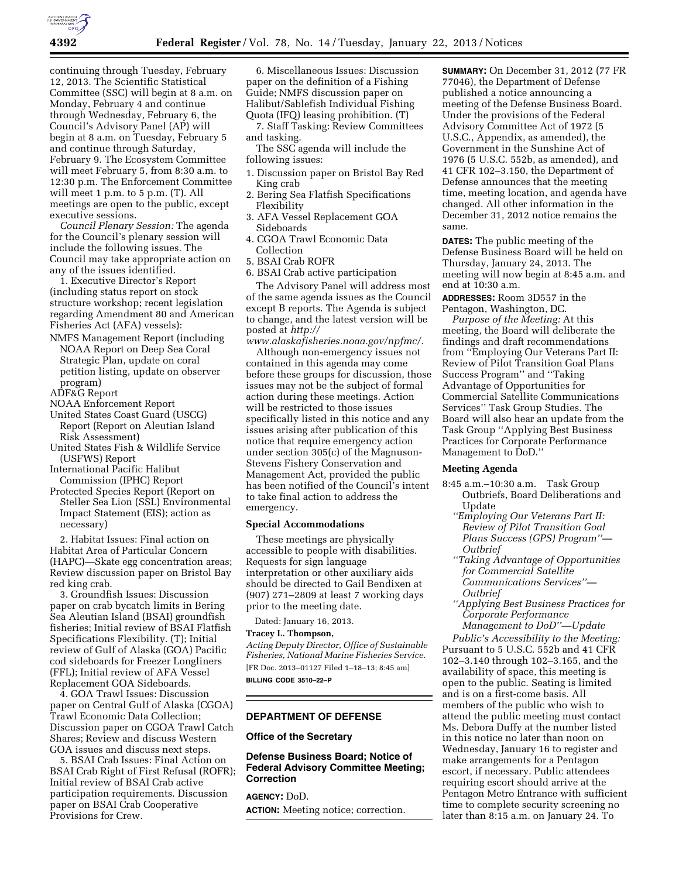continuing through Tuesday, February 12, 2013. The Scientific Statistical Committee (SSC) will begin at 8 a.m. on Monday, February 4 and continue through Wednesday, February 6, the Council's Advisory Panel (AP) will begin at 8 a.m. on Tuesday, February 5 and continue through Saturday, February 9. The Ecosystem Committee will meet February 5, from 8:30 a.m. to 12:30 p.m. The Enforcement Committee will meet 1 p.m. to 5 p.m. (T). All meetings are open to the public, except executive sessions.

*Council Plenary Session:* The agenda for the Council's plenary session will include the following issues. The Council may take appropriate action on any of the issues identified.

1. Executive Director's Report (including status report on stock structure workshop; recent legislation regarding Amendment 80 and American Fisheries Act (AFA) vessels):

NMFS Management Report (including NOAA Report on Deep Sea Coral Strategic Plan, update on coral petition listing, update on observer program)

ADF&G Report

NOAA Enforcement Report

United States Coast Guard (USCG) Report (Report on Aleutian Island Risk Assessment)

United States Fish & Wildlife Service (USFWS) Report

International Pacific Halibut Commission (IPHC) Report

Protected Species Report (Report on Steller Sea Lion (SSL) Environmental Impact Statement (EIS); action as necessary)

2. Habitat Issues: Final action on Habitat Area of Particular Concern (HAPC)—Skate egg concentration areas; Review discussion paper on Bristol Bay red king crab.

3. Groundfish Issues: Discussion paper on crab bycatch limits in Bering Sea Aleutian Island (BSAI) groundfish fisheries; Initial review of BSAI Flatfish Specifications Flexibility. (T); Initial review of Gulf of Alaska (GOA) Pacific cod sideboards for Freezer Longliners (FFL); Initial review of AFA Vessel Replacement GOA Sideboards.

4. GOA Trawl Issues: Discussion paper on Central Gulf of Alaska (CGOA) Trawl Economic Data Collection; Discussion paper on CGOA Trawl Catch Shares; Review and discuss Western GOA issues and discuss next steps.

5. BSAI Crab Issues: Final Action on BSAI Crab Right of First Refusal (ROFR); Initial review of BSAI Crab active participation requirements. Discussion paper on BSAI Crab Cooperative Provisions for Crew.

6. Miscellaneous Issues: Discussion paper on the definition of a Fishing Guide; NMFS discussion paper on Halibut/Sablefish Individual Fishing Quota (IFQ) leasing prohibition. (T)

7. Staff Tasking: Review Committees and tasking.

The SSC agenda will include the following issues:

1. Discussion paper on Bristol Bay Red King crab
2. Bering Sea Flatfish Specifications Flexibility
3. AFA Vessel Replacement GOA Sideboards
4. CGOA Trawl Economic Data Collection
5. BSAI Crab ROFR
6. BSAI Crab active participation

The Advisory Panel will address most of the same agenda issues as the Council except B reports. The Agenda is subject to change, and the latest version will be posted at *http://www.alaskafisheries.noaa.gov/npfmc/*.

Although non-emergency issues not contained in this agenda may come before these groups for discussion, those issues may not be the subject of formal action during these meetings. Action will be restricted to those issues specifically listed in this notice and any issues arising after publication of this notice that require emergency action under section 305(c) of the Magnuson-Stevens Fishery Conservation and Management Act, provided the public has been notified of the Council's intent to take final action to address the emergency.

## Special Accommodations

These meetings are physically accessible to people with disabilities. Requests for sign language interpretation or other auxiliary aids should be directed to Gail Bendixen at (907) 271–2809 at least 7 working days prior to the meeting date.

Dated: January 16, 2013.

**Tracey L. Thompson,**

*Acting Deputy Director, Office of Sustainable Fisheries, National Marine Fisheries Service.*

[FR Doc. 2013–01127 Filed 1–18–13; 8:45 am]

**BILLING CODE 3510–22–P**

# DEPARTMENT OF DEFENSE

## Office of the Secretary

## Defense Business Board; Notice of Federal Advisory Committee Meeting; Correction

**AGENCY:** DoD.

**ACTION:** Meeting notice; correction.

**SUMMARY:** On December 31, 2012 (77 FR 77046), the Department of Defense published a notice announcing a meeting of the Defense Business Board. Under the provisions of the Federal Advisory Committee Act of 1972 (5 U.S.C., Appendix, as amended), the Government in the Sunshine Act of 1976 (5 U.S.C. 552b, as amended), and 41 CFR 102–3.150, the Department of Defense announces that the meeting time, meeting location, and agenda have changed. All other information in the December 31, 2012 notice remains the same.

**DATES:** The public meeting of the Defense Business Board will be held on Thursday, January 24, 2013. The meeting will now begin at 8:45 a.m. and end at 10:30 a.m.

**ADDRESSES:** Room 3D557 in the Pentagon, Washington, DC.

*Purpose of the Meeting:* At this meeting, the Board will deliberate the findings and draft recommendations from ''Employing Our Veterans Part II: Review of Pilot Transition Goal Plans Success Program'' and ''Taking Advantage of Opportunities for Commercial Satellite Communications Services'' Task Group Studies. The Board will also hear an update from the Task Group ''Applying Best Business Practices for Corporate Performance Management to DoD.''

### Meeting Agenda

8:45 a.m.–10:30 a.m. Task Group Outbriefs, Board Deliberations and Update

*''Employing Our Veterans Part II: Review of Pilot Transition Goal Plans Success (GPS) Program''—Outbrief*

*''Taking Advantage of Opportunities for Commercial Satellite Communications Services''—Outbrief*

*''Applying Best Business Practices for Corporate Performance Management to DoD''—Update*

*Public's Accessibility to the Meeting:* Pursuant to 5 U.S.C. 552b and 41 CFR 102–3.140 through 102–3.165, and the availability of space, this meeting is open to the public. Seating is limited and is on a first-come basis. All members of the public who wish to attend the public meeting must contact Ms. Debora Duffy at the number listed in this notice no later than noon on Wednesday, January 16 to register and make arrangements for a Pentagon escort, if necessary. Public attendees requiring escort should arrive at the Pentagon Metro Entrance with sufficient time to complete security screening no later than 8:15 a.m. on January 24. To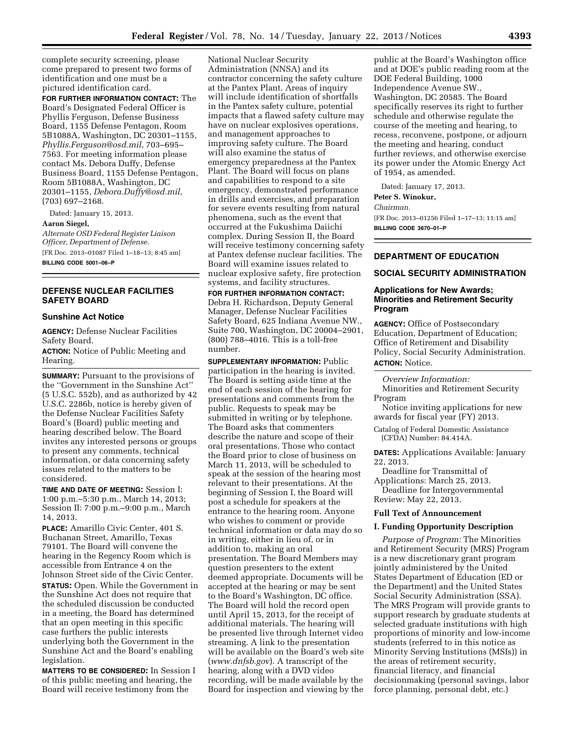complete security screening, please come prepared to present two forms of identification and one must be a pictured identification card.

**FOR FURTHER INFORMATION CONTACT:** The Board's Designated Federal Officer is Phyllis Ferguson, Defense Business Board, 1155 Defense Pentagon, Room 5B1088A, Washington, DC 20301–1155, *Phyllis.Ferguson@osd.mil*, 703–695–7563. For meeting information please contact Ms. Debora Duffy, Defense Business Board, 1155 Defense Pentagon, Room 5B1088A, Washington, DC 20301–1155, *Debora.Duffy@osd.mil*, (703) 697–2168.

Dated: January 15, 2013.

**Aaron Siegel,**

*Alternate OSD Federal Register Liaison Officer, Department of Defense.*

[FR Doc. 2013–01087 Filed 1–18–13; 8:45 am]

**BILLING CODE 5001–06–P**

## DEFENSE NUCLEAR FACILITIES SAFETY BOARD

### Sunshine Act Notice

**AGENCY:** Defense Nuclear Facilities Safety Board.

**ACTION:** Notice of Public Meeting and Hearing.

**SUMMARY:** Pursuant to the provisions of the ''Government in the Sunshine Act'' (5 U.S.C. 552b), and as authorized by 42 U.S.C. 2286b, notice is hereby given of the Defense Nuclear Facilities Safety Board's (Board) public meeting and hearing described below. The Board invites any interested persons or groups to present any comments, technical information, or data concerning safety issues related to the matters to be considered.

**TIME AND DATE OF MEETING:** Session I: 1:00 p.m.–5:30 p.m., March 14, 2013; Session II: 7:00 p.m.–9:00 p.m., March 14, 2013.

**PLACE:** Amarillo Civic Center, 401 S. Buchanan Street, Amarillo, Texas 79101. The Board will convene the hearing in the Regency Room which is accessible from Entrance 4 on the Johnson Street side of the Civic Center.

**STATUS:** Open. While the Government in the Sunshine Act does not require that the scheduled discussion be conducted in a meeting, the Board has determined that an open meeting in this specific case furthers the public interests underlying both the Government in the Sunshine Act and the Board's enabling legislation.

**MATTERS TO BE CONSIDERED:** In Session I of this public meeting and hearing, the Board will receive testimony from the National Nuclear Security Administration (NNSA) and its contractor concerning the safety culture at the Pantex Plant. Areas of inquiry will include identification of shortfalls in the Pantex safety culture, potential impacts that a flawed safety culture may have on nuclear explosives operations, and management approaches to improving safety culture. The Board will also examine the status of emergency preparedness at the Pantex Plant. The Board will focus on plans and capabilities to respond to a site emergency, demonstrated performance in drills and exercises, and preparation for severe events resulting from natural phenomena, such as the event that occurred at the Fukushima Daiichi complex. During Session II, the Board will receive testimony concerning safety at Pantex defense nuclear facilities. The Board will examine issues related to nuclear explosive safety, fire protection systems, and facility structures.

**FOR FURTHER INFORMATION CONTACT:** Debra H. Richardson, Deputy General Manager, Defense Nuclear Facilities Safety Board, 625 Indiana Avenue NW., Suite 700, Washington, DC 20004–2901, (800) 788–4016. This is a toll-free number.

**SUPPLEMENTARY INFORMATION:** Public participation in the hearing is invited. The Board is setting aside time at the end of each session of the hearing for presentations and comments from the public. Requests to speak may be submitted in writing or by telephone. The Board asks that commenters describe the nature and scope of their oral presentations. Those who contact the Board prior to close of business on March 11, 2013, will be scheduled to speak at the session of the hearing most relevant to their presentations. At the beginning of Session I, the Board will post a schedule for speakers at the entrance to the hearing room. Anyone who wishes to comment or provide technical information or data may do so in writing, either in lieu of, or in addition to, making an oral presentation. The Board Members may question presenters to the extent deemed appropriate. Documents will be accepted at the hearing or may be sent to the Board's Washington, DC office. The Board will hold the record open until April 15, 2013, for the receipt of additional materials. The hearing will be presented live through Internet video streaming. A link to the presentation will be available on the Board's web site (*www.dnfsb.gov*). A transcript of the hearing, along with a DVD video recording, will be made available by the Board for inspection and viewing by the public at the Board's Washington office and at DOE's public reading room at the DOE Federal Building, 1000 Independence Avenue SW., Washington, DC 20585. The Board specifically reserves its right to further schedule and otherwise regulate the course of the meeting and hearing, to recess, reconvene, postpone, or adjourn the meeting and hearing, conduct further reviews, and otherwise exercise its power under the Atomic Energy Act of 1954, as amended.

Dated: January 17, 2013.

**Peter S. Winokur,**

*Chairman.*

[FR Doc. 2013–01256 Filed 1–17–13; 11:15 am]

**BILLING CODE 3670–01–P**

## DEPARTMENT OF EDUCATION

## SOCIAL SECURITY ADMINISTRATION

### Applications for New Awards; Minorities and Retirement Security Program

**AGENCY:** Office of Postsecondary Education, Department of Education; Office of Retirement and Disability Policy, Social Security Administration.

**ACTION:** Notice.

*Overview Information:*

Minorities and Retirement Security Program

Notice inviting applications for new awards for fiscal year (FY) 2013.

Catalog of Federal Domestic Assistance (CFDA) Number: 84.414A.

**DATES:** Applications Available: January 22, 2013.

Deadline for Transmittal of Applications: March 25, 2013.

Deadline for Intergovernmental Review: May 22, 2013.

### Full Text of Announcement

### I. Funding Opportunity Description

*Purpose of Program:* The Minorities and Retirement Security (MRS) Program is a new discretionary grant program jointly administered by the United States Department of Education (ED or the Department) and the United States Social Security Administration (SSA). The MRS Program will provide grants to support research by graduate students at selected graduate institutions with high proportions of minority and low-income students (referred to in this notice as Minority Serving Institutions (MSIs)) in the areas of retirement security, financial literacy, and financial decisionmaking (personal savings, labor force planning, personal debt, etc.)